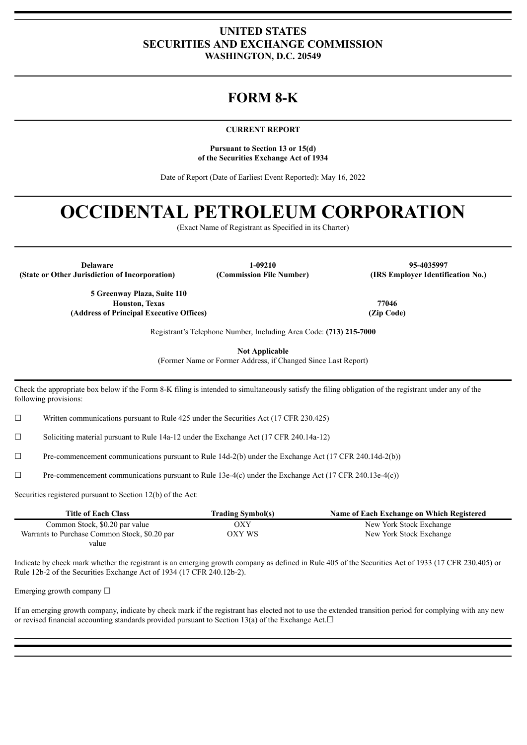**UNITED STATES**
**SECURITIES AND EXCHANGE COMMISSION**
**WASHINGTON, D.C. 20549**

# FORM 8-K

**CURRENT REPORT**

**Pursuant to Section 13 or 15(d)**
**of the Securities Exchange Act of 1934**

Date of Report (Date of Earliest Event Reported): May 16, 2022

# OCCIDENTAL PETROLEUM CORPORATION

(Exact Name of Registrant as Specified in its Charter)

| **Delaware** | **1-09210** | **95-4035997** |
|---|---|---|
| **(State or Other Jurisdiction of Incorporation)** | **(Commission File Number)** | **(IRS Employer Identification No.)** |

| | |
|---|---|
| **5 Greenway Plaza, Suite 110**<br>**Houston, Texas** | **77046** |
| **(Address of Principal Executive Offices)** | **(Zip Code)** |

Registrant's Telephone Number, Including Area Code: **(713) 215-7000**

**Not Applicable**
(Former Name or Former Address, if Changed Since Last Report)

Check the appropriate box below if the Form 8-K filing is intended to simultaneously satisfy the filing obligation of the registrant under any of the following provisions:

☐ Written communications pursuant to Rule 425 under the Securities Act (17 CFR 230.425)

☐ Soliciting material pursuant to Rule 14a-12 under the Exchange Act (17 CFR 240.14a-12)

☐ Pre-commencement communications pursuant to Rule 14d-2(b) under the Exchange Act (17 CFR 240.14d-2(b))

☐ Pre-commencement communications pursuant to Rule 13e-4(c) under the Exchange Act (17 CFR 240.13e-4(c))

Securities registered pursuant to Section 12(b) of the Act:

| Title of Each Class | Trading Symbol(s) | Name of Each Exchange on Which Registered |
|---|---|---|
| Common Stock, $0.20 par value | OXY | New York Stock Exchange |
| Warrants to Purchase Common Stock, $0.20 par value | OXY WS | New York Stock Exchange |

Indicate by check mark whether the registrant is an emerging growth company as defined in Rule 405 of the Securities Act of 1933 (17 CFR 230.405) or Rule 12b-2 of the Securities Exchange Act of 1934 (17 CFR 240.12b-2).

Emerging growth company ☐

If an emerging growth company, indicate by check mark if the registrant has elected not to use the extended transition period for complying with any new or revised financial accounting standards provided pursuant to Section 13(a) of the Exchange Act.☐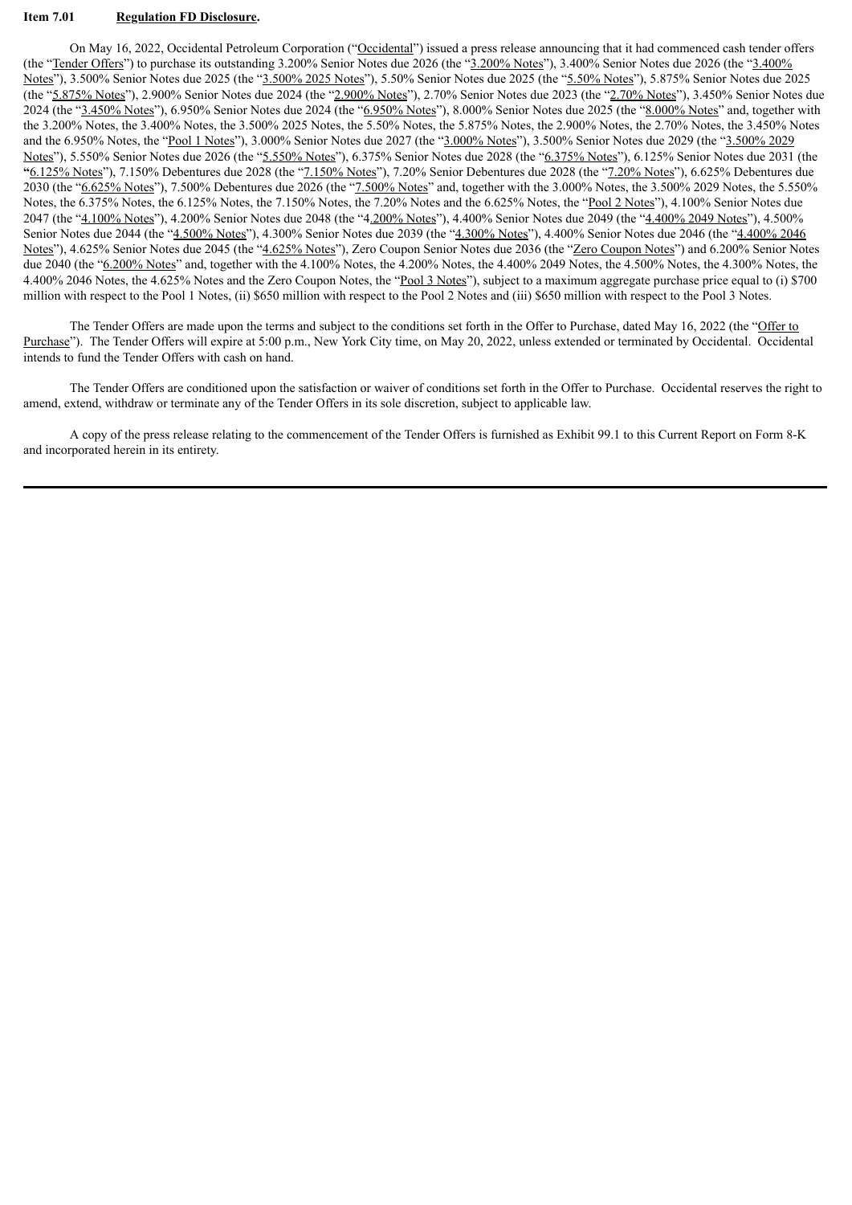**Item 7.01 Regulation FD Disclosure.**

On May 16, 2022, Occidental Petroleum Corporation ("Occidental") issued a press release announcing that it had commenced cash tender offers (the "Tender Offers") to purchase its outstanding 3.200% Senior Notes due 2026 (the "3.200% Notes"), 3.400% Senior Notes due 2026 (the "3.400% Notes"), 3.500% Senior Notes due 2025 (the "3.500% 2025 Notes"), 5.50% Senior Notes due 2025 (the "5.50% Notes"), 5.875% Senior Notes due 2025 (the "5.875% Notes"), 2.900% Senior Notes due 2024 (the "2.900% Notes"), 2.70% Senior Notes due 2023 (the "2.70% Notes"), 3.450% Senior Notes due 2024 (the "3.450% Notes"), 6.950% Senior Notes due 2024 (the "6.950% Notes"), 8.000% Senior Notes due 2025 (the "8.000% Notes" and, together with the 3.200% Notes, the 3.400% Notes, the 3.500% 2025 Notes, the 5.50% Notes, the 5.875% Notes, the 2.900% Notes, the 2.70% Notes, the 3.450% Notes and the 6.950% Notes, the "Pool 1 Notes"), 3.000% Senior Notes due 2027 (the "3.000% Notes"), 3.500% Senior Notes due 2029 (the "3.500% 2029 Notes"), 5.550% Senior Notes due 2026 (the "5.550% Notes"), 6.375% Senior Notes due 2028 (the "6.375% Notes"), 6.125% Senior Notes due 2031 (the "6.125% Notes"), 7.150% Debentures due 2028 (the "7.150% Notes"), 7.20% Senior Debentures due 2028 (the "7.20% Notes"), 6.625% Debentures due 2030 (the "6.625% Notes"), 7.500% Debentures due 2026 (the "7.500% Notes" and, together with the 3.000% Notes, the 3.500% 2029 Notes, the 5.550% Notes, the 6.375% Notes, the 6.125% Notes, the 7.150% Notes, the 7.20% Notes and the 6.625% Notes, the "Pool 2 Notes"), 4.100% Senior Notes due 2047 (the "4.100% Notes"), 4.200% Senior Notes due 2048 (the "4.200% Notes"), 4.400% Senior Notes due 2049 (the "4.400% 2049 Notes"), 4.500% Senior Notes due 2044 (the "4.500% Notes"), 4.300% Senior Notes due 2039 (the "4.300% Notes"), 4.400% Senior Notes due 2046 (the "4.400% 2046 Notes"), 4.625% Senior Notes due 2045 (the "4.625% Notes"), Zero Coupon Senior Notes due 2036 (the "Zero Coupon Notes") and 6.200% Senior Notes due 2040 (the "6.200% Notes" and, together with the 4.100% Notes, the 4.200% Notes, the 4.400% 2049 Notes, the 4.500% Notes, the 4.300% Notes, the 4.400% 2046 Notes, the 4.625% Notes and the Zero Coupon Notes, the "Pool 3 Notes"), subject to a maximum aggregate purchase price equal to (i) $700 million with respect to the Pool 1 Notes, (ii) $650 million with respect to the Pool 2 Notes and (iii) $650 million with respect to the Pool 3 Notes.

The Tender Offers are made upon the terms and subject to the conditions set forth in the Offer to Purchase, dated May 16, 2022 (the "Offer to Purchase"). The Tender Offers will expire at 5:00 p.m., New York City time, on May 20, 2022, unless extended or terminated by Occidental. Occidental intends to fund the Tender Offers with cash on hand.

The Tender Offers are conditioned upon the satisfaction or waiver of conditions set forth in the Offer to Purchase. Occidental reserves the right to amend, extend, withdraw or terminate any of the Tender Offers in its sole discretion, subject to applicable law.

A copy of the press release relating to the commencement of the Tender Offers is furnished as Exhibit 99.1 to this Current Report on Form 8-K and incorporated herein in its entirety.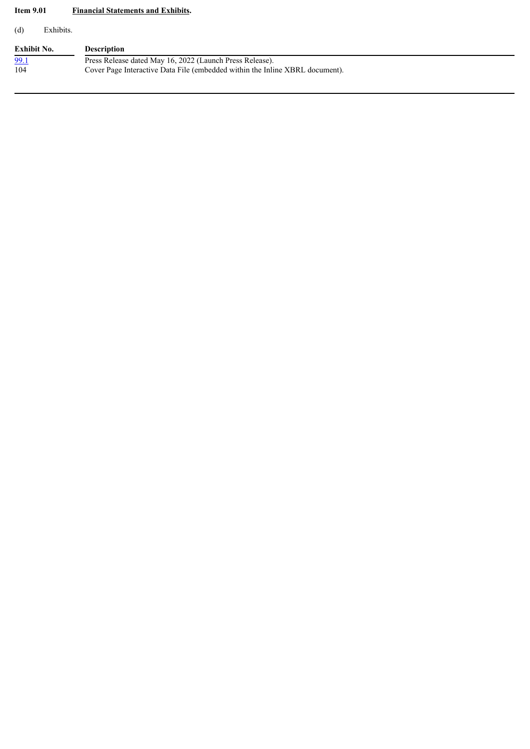**Item 9.01 Financial Statements and Exhibits.**

(d) Exhibits.

| Exhibit No. | Description |
|---|---|
| 99.1 | Press Release dated May 16, 2022 (Launch Press Release). |
| 104 | Cover Page Interactive Data File (embedded within the Inline XBRL document). |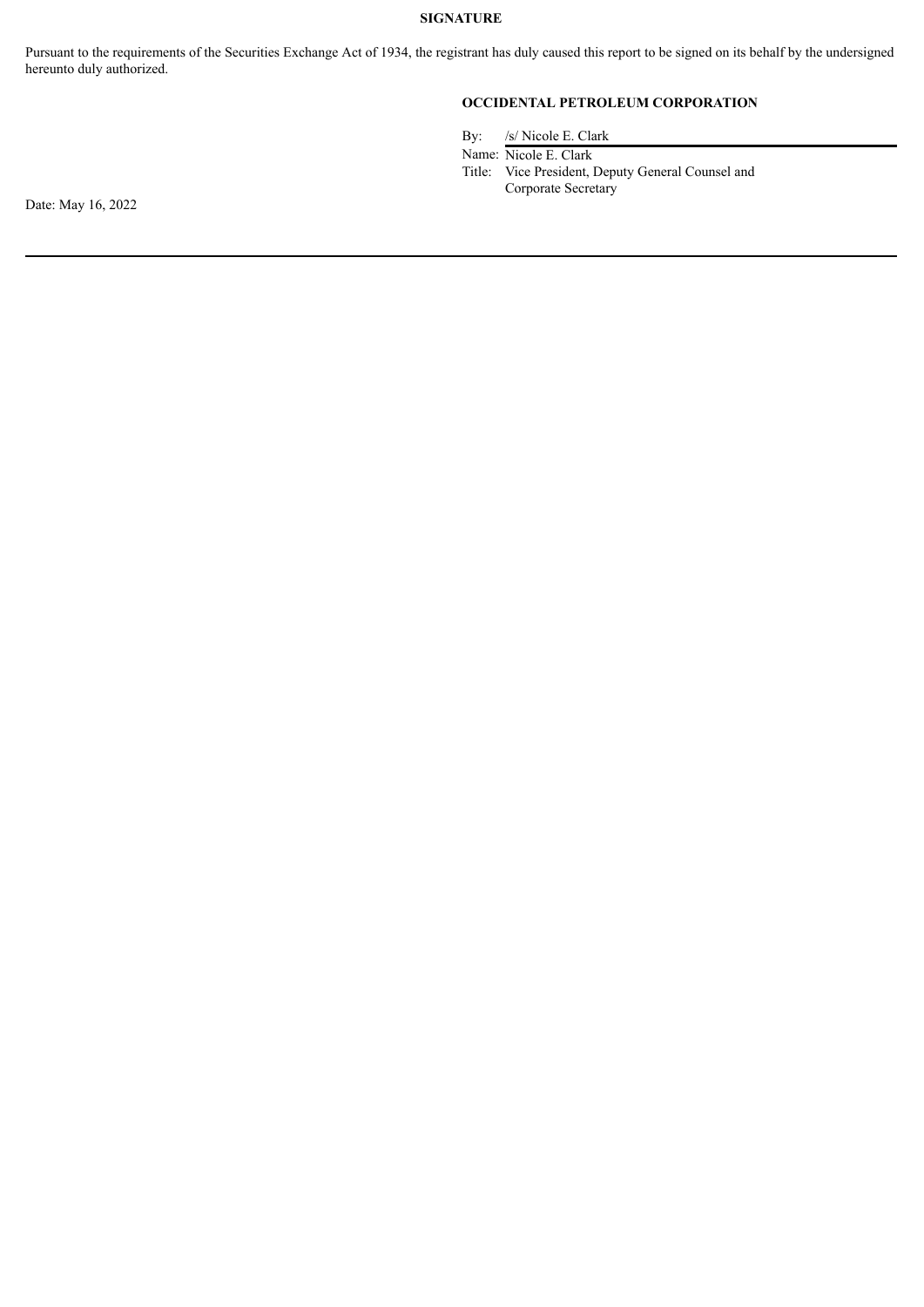**SIGNATURE**

Pursuant to the requirements of the Securities Exchange Act of 1934, the registrant has duly caused this report to be signed on its behalf by the undersigned hereunto duly authorized.

**OCCIDENTAL PETROLEUM CORPORATION**

By: /s/ Nicole E. Clark

Name: Nicole E. Clark

Title: Vice President, Deputy General Counsel and Corporate Secretary

Date: May 16, 2022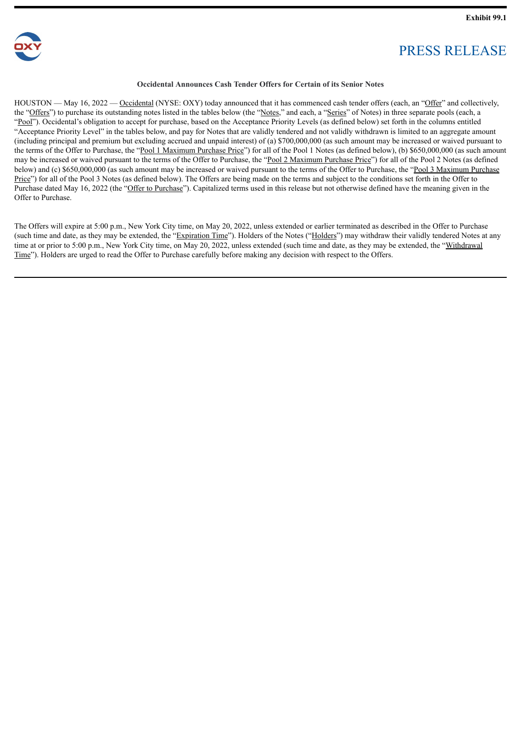**Exhibit 99.1**

# PRESS RELEASE

**Occidental Announces Cash Tender Offers for Certain of its Senior Notes**

HOUSTON — May 16, 2022 — Occidental (NYSE: OXY) today announced that it has commenced cash tender offers (each, an "Offer" and collectively, the "Offers") to purchase its outstanding notes listed in the tables below (the "Notes," and each, a "Series" of Notes) in three separate pools (each, a "Pool"). Occidental's obligation to accept for purchase, based on the Acceptance Priority Levels (as defined below) set forth in the columns entitled "Acceptance Priority Level" in the tables below, and pay for Notes that are validly tendered and not validly withdrawn is limited to an aggregate amount (including principal and premium but excluding accrued and unpaid interest) of (a) $700,000,000 (as such amount may be increased or waived pursuant to the terms of the Offer to Purchase, the "Pool 1 Maximum Purchase Price") for all of the Pool 1 Notes (as defined below), (b) $650,000,000 (as such amount may be increased or waived pursuant to the terms of the Offer to Purchase, the "Pool 2 Maximum Purchase Price") for all of the Pool 2 Notes (as defined below) and (c) $650,000,000 (as such amount may be increased or waived pursuant to the terms of the Offer to Purchase, the "Pool 3 Maximum Purchase Price") for all of the Pool 3 Notes (as defined below). The Offers are being made on the terms and subject to the conditions set forth in the Offer to Purchase dated May 16, 2022 (the "Offer to Purchase"). Capitalized terms used in this release but not otherwise defined have the meaning given in the Offer to Purchase.

The Offers will expire at 5:00 p.m., New York City time, on May 20, 2022, unless extended or earlier terminated as described in the Offer to Purchase (such time and date, as they may be extended, the "Expiration Time"). Holders of the Notes ("Holders") may withdraw their validly tendered Notes at any time at or prior to 5:00 p.m., New York City time, on May 20, 2022, unless extended (such time and date, as they may be extended, the "Withdrawal Time"). Holders are urged to read the Offer to Purchase carefully before making any decision with respect to the Offers.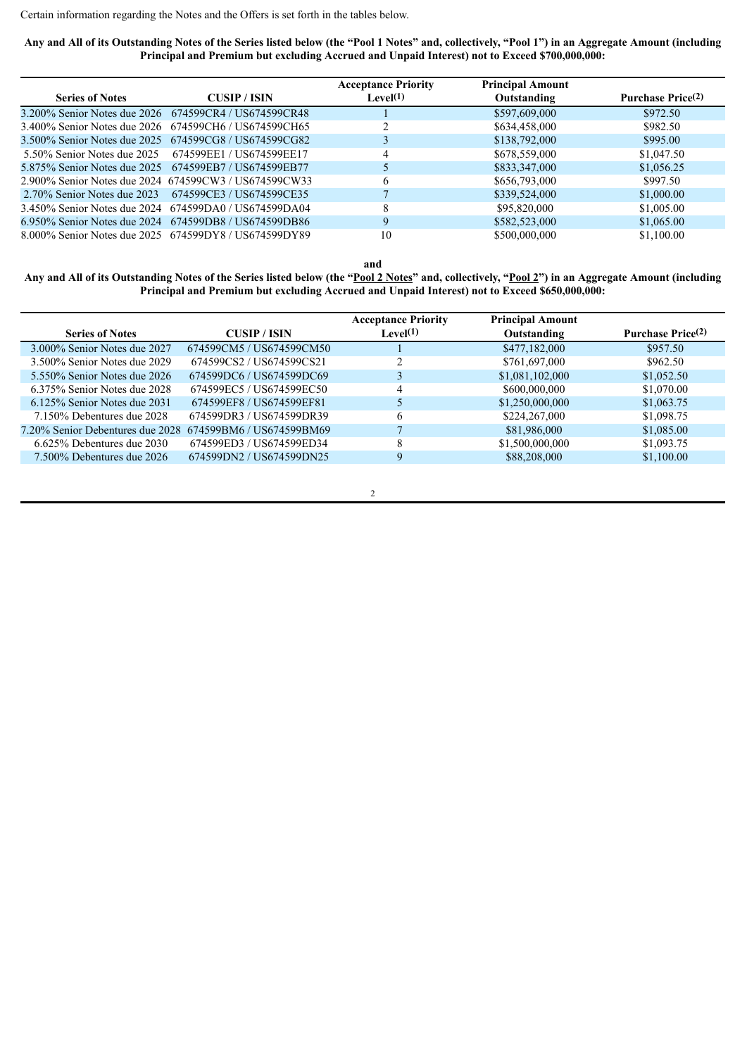Certain information regarding the Notes and the Offers is set forth in the tables below.

**Any and All of its Outstanding Notes of the Series listed below (the "Pool 1 Notes" and, collectively, "Pool 1") in an Aggregate Amount (including Principal and Premium but excluding Accrued and Unpaid Interest) not to Exceed $700,000,000:**

| Series of Notes | CUSIP / ISIN | Acceptance Priority Level(1) | Principal Amount Outstanding | Purchase Price(2) |
|---|---|---|---|---|
| 3.200% Senior Notes due 2026 | 674599CR4 / US674599CR48 | 1 | $597,609,000 | $972.50 |
| 3.400% Senior Notes due 2026 | 674599CH6 / US674599CH65 | 2 | $634,458,000 | $982.50 |
| 3.500% Senior Notes due 2025 | 674599CG8 / US674599CG82 | 3 | $138,792,000 | $995.00 |
| 5.50% Senior Notes due 2025 | 674599EE1 / US674599EE17 | 4 | $678,559,000 | $1,047.50 |
| 5.875% Senior Notes due 2025 | 674599EB7 / US674599EB77 | 5 | $833,347,000 | $1,056.25 |
| 2.900% Senior Notes due 2024 | 674599CW3 / US674599CW33 | 6 | $656,793,000 | $997.50 |
| 2.70% Senior Notes due 2023 | 674599CE3 / US674599CE35 | 7 | $339,524,000 | $1,000.00 |
| 3.450% Senior Notes due 2024 | 674599DA0 / US674599DA04 | 8 | $95,820,000 | $1,005.00 |
| 6.950% Senior Notes due 2024 | 674599DB8 / US674599DB86 | 9 | $582,523,000 | $1,065.00 |
| 8.000% Senior Notes due 2025 | 674599DY8 / US674599DY89 | 10 | $500,000,000 | $1,100.00 |

**and**

**Any and All of its Outstanding Notes of the Series listed below (the "Pool 2 Notes" and, collectively, "Pool 2") in an Aggregate Amount (including Principal and Premium but excluding Accrued and Unpaid Interest) not to Exceed $650,000,000:**

| Series of Notes | CUSIP / ISIN | Acceptance Priority Level(1) | Principal Amount Outstanding | Purchase Price(2) |
|---|---|---|---|---|
| 3.000% Senior Notes due 2027 | 674599CM5 / US674599CM50 | 1 | $477,182,000 | $957.50 |
| 3.500% Senior Notes due 2029 | 674599CS2 / US674599CS21 | 2 | $761,697,000 | $962.50 |
| 5.550% Senior Notes due 2026 | 674599DC6 / US674599DC69 | 3 | $1,081,102,000 | $1,052.50 |
| 6.375% Senior Notes due 2028 | 674599EC5 / US674599EC50 | 4 | $600,000,000 | $1,070.00 |
| 6.125% Senior Notes due 2031 | 674599EF8 / US674599EF81 | 5 | $1,250,000,000 | $1,063.75 |
| 7.150% Debentures due 2028 | 674599DR3 / US674599DR39 | 6 | $224,267,000 | $1,098.75 |
| 7.20% Senior Debentures due 2028 | 674599BM6 / US674599BM69 | 7 | $81,986,000 | $1,085.00 |
| 6.625% Debentures due 2030 | 674599ED3 / US674599ED34 | 8 | $1,500,000,000 | $1,093.75 |
| 7.500% Debentures due 2026 | 674599DN2 / US674599DN25 | 9 | $88,208,000 | $1,100.00 |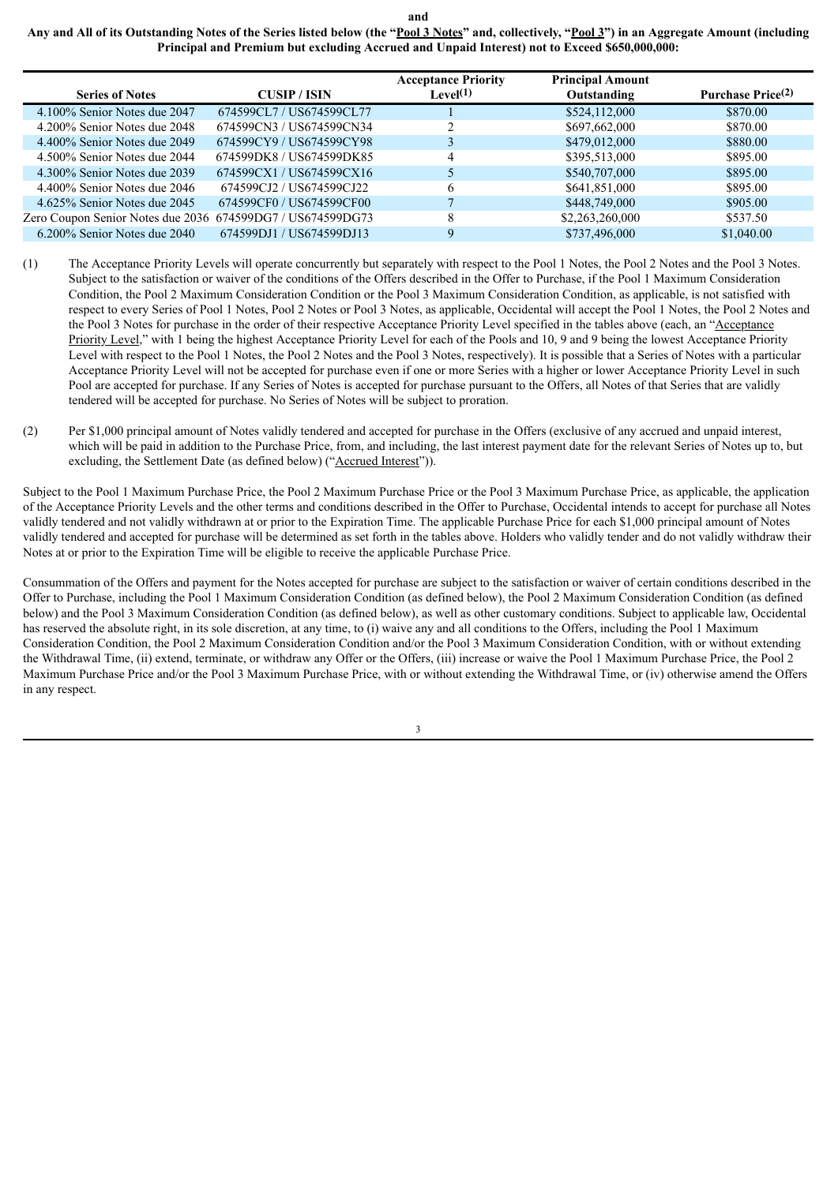**and**

**Any and All of its Outstanding Notes of the Series listed below (the "Pool 3 Notes" and, collectively, "Pool 3") in an Aggregate Amount (including Principal and Premium but excluding Accrued and Unpaid Interest) not to Exceed $650,000,000:**

| Series of Notes | CUSIP / ISIN | Acceptance Priority Level(1) | Principal Amount Outstanding | Purchase Price(2) |
|---|---|---|---|---|
| 4.100% Senior Notes due 2047 | 674599CL7 / US674599CL77 | 1 | $524,112,000 | $870.00 |
| 4.200% Senior Notes due 2048 | 674599CN3 / US674599CN34 | 2 | $697,662,000 | $870.00 |
| 4.400% Senior Notes due 2049 | 674599CY9 / US674599CY98 | 3 | $479,012,000 | $880.00 |
| 4.500% Senior Notes due 2044 | 674599DK8 / US674599DK85 | 4 | $395,513,000 | $895.00 |
| 4.300% Senior Notes due 2039 | 674599CX1 / US674599CX16 | 5 | $540,707,000 | $895.00 |
| 4.400% Senior Notes due 2046 | 674599CJ2 / US674599CJ22 | 6 | $641,851,000 | $895.00 |
| 4.625% Senior Notes due 2045 | 674599CF0 / US674599CF00 | 7 | $448,749,000 | $905.00 |
| Zero Coupon Senior Notes due 2036 | 674599DG7 / US674599DG73 | 8 | $2,263,260,000 | $537.50 |
| 6.200% Senior Notes due 2040 | 674599DJ1 / US674599DJ13 | 9 | $737,496,000 | $1,040.00 |

(1) The Acceptance Priority Levels will operate concurrently but separately with respect to the Pool 1 Notes, the Pool 2 Notes and the Pool 3 Notes. Subject to the satisfaction or waiver of the conditions of the Offers described in the Offer to Purchase, if the Pool 1 Maximum Consideration Condition, the Pool 2 Maximum Consideration Condition or the Pool 3 Maximum Consideration Condition, as applicable, is not satisfied with respect to every Series of Pool 1 Notes, Pool 2 Notes or Pool 3 Notes, as applicable, Occidental will accept the Pool 1 Notes, the Pool 2 Notes and the Pool 3 Notes for purchase in the order of their respective Acceptance Priority Level specified in the tables above (each, an "Acceptance Priority Level," with 1 being the highest Acceptance Priority Level for each of the Pools and 10, 9 and 9 being the lowest Acceptance Priority Level with respect to the Pool 1 Notes, the Pool 2 Notes and the Pool 3 Notes, respectively). It is possible that a Series of Notes with a particular Acceptance Priority Level will not be accepted for purchase even if one or more Series with a higher or lower Acceptance Priority Level in such Pool are accepted for purchase. If any Series of Notes is accepted for purchase pursuant to the Offers, all Notes of that Series that are validly tendered will be accepted for purchase. No Series of Notes will be subject to proration.

(2) Per $1,000 principal amount of Notes validly tendered and accepted for purchase in the Offers (exclusive of any accrued and unpaid interest, which will be paid in addition to the Purchase Price, from, and including, the last interest payment date for the relevant Series of Notes up to, but excluding, the Settlement Date (as defined below) ("Accrued Interest")).

Subject to the Pool 1 Maximum Purchase Price, the Pool 2 Maximum Purchase Price or the Pool 3 Maximum Purchase Price, as applicable, the application of the Acceptance Priority Levels and the other terms and conditions described in the Offer to Purchase, Occidental intends to accept for purchase all Notes validly tendered and not validly withdrawn at or prior to the Expiration Time. The applicable Purchase Price for each $1,000 principal amount of Notes validly tendered and accepted for purchase will be determined as set forth in the tables above. Holders who validly tender and do not validly withdraw their Notes at or prior to the Expiration Time will be eligible to receive the applicable Purchase Price.

Consummation of the Offers and payment for the Notes accepted for purchase are subject to the satisfaction or waiver of certain conditions described in the Offer to Purchase, including the Pool 1 Maximum Consideration Condition (as defined below), the Pool 2 Maximum Consideration Condition (as defined below) and the Pool 3 Maximum Consideration Condition (as defined below), as well as other customary conditions. Subject to applicable law, Occidental has reserved the absolute right, in its sole discretion, at any time, to (i) waive any and all conditions to the Offers, including the Pool 1 Maximum Consideration Condition, the Pool 2 Maximum Consideration Condition and/or the Pool 3 Maximum Consideration Condition, with or without extending the Withdrawal Time, (ii) extend, terminate, or withdraw any Offer or the Offers, (iii) increase or waive the Pool 1 Maximum Purchase Price, the Pool 2 Maximum Purchase Price and/or the Pool 3 Maximum Purchase Price, with or without extending the Withdrawal Time, or (iv) otherwise amend the Offers in any respect.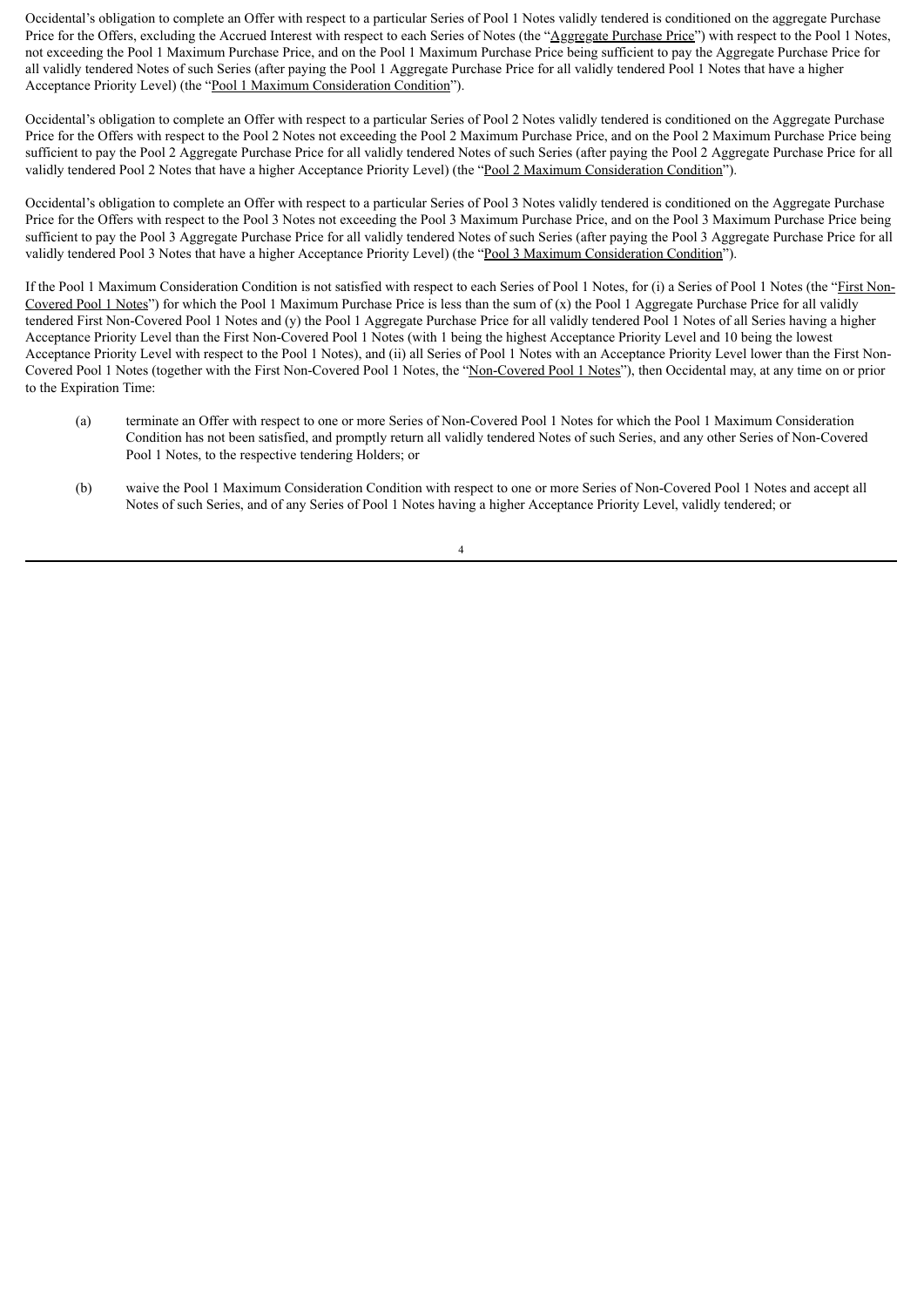Occidental's obligation to complete an Offer with respect to a particular Series of Pool 1 Notes validly tendered is conditioned on the aggregate Purchase Price for the Offers, excluding the Accrued Interest with respect to each Series of Notes (the "Aggregate Purchase Price") with respect to the Pool 1 Notes, not exceeding the Pool 1 Maximum Purchase Price, and on the Pool 1 Maximum Purchase Price being sufficient to pay the Aggregate Purchase Price for all validly tendered Notes of such Series (after paying the Pool 1 Aggregate Purchase Price for all validly tendered Pool 1 Notes that have a higher Acceptance Priority Level) (the "Pool 1 Maximum Consideration Condition").

Occidental's obligation to complete an Offer with respect to a particular Series of Pool 2 Notes validly tendered is conditioned on the Aggregate Purchase Price for the Offers with respect to the Pool 2 Notes not exceeding the Pool 2 Maximum Purchase Price, and on the Pool 2 Maximum Purchase Price being sufficient to pay the Pool 2 Aggregate Purchase Price for all validly tendered Notes of such Series (after paying the Pool 2 Aggregate Purchase Price for all validly tendered Pool 2 Notes that have a higher Acceptance Priority Level) (the "Pool 2 Maximum Consideration Condition").

Occidental's obligation to complete an Offer with respect to a particular Series of Pool 3 Notes validly tendered is conditioned on the Aggregate Purchase Price for the Offers with respect to the Pool 3 Notes not exceeding the Pool 3 Maximum Purchase Price, and on the Pool 3 Maximum Purchase Price being sufficient to pay the Pool 3 Aggregate Purchase Price for all validly tendered Notes of such Series (after paying the Pool 3 Aggregate Purchase Price for all validly tendered Pool 3 Notes that have a higher Acceptance Priority Level) (the "Pool 3 Maximum Consideration Condition").

If the Pool 1 Maximum Consideration Condition is not satisfied with respect to each Series of Pool 1 Notes, for (i) a Series of Pool 1 Notes (the "First Non-Covered Pool 1 Notes") for which the Pool 1 Maximum Purchase Price is less than the sum of (x) the Pool 1 Aggregate Purchase Price for all validly tendered First Non-Covered Pool 1 Notes and (y) the Pool 1 Aggregate Purchase Price for all validly tendered Pool 1 Notes of all Series having a higher Acceptance Priority Level than the First Non-Covered Pool 1 Notes (with 1 being the highest Acceptance Priority Level and 10 being the lowest Acceptance Priority Level with respect to the Pool 1 Notes), and (ii) all Series of Pool 1 Notes with an Acceptance Priority Level lower than the First Non-Covered Pool 1 Notes (together with the First Non-Covered Pool 1 Notes, the "Non-Covered Pool 1 Notes"), then Occidental may, at any time on or prior to the Expiration Time:

(a) terminate an Offer with respect to one or more Series of Non-Covered Pool 1 Notes for which the Pool 1 Maximum Consideration Condition has not been satisfied, and promptly return all validly tendered Notes of such Series, and any other Series of Non-Covered Pool 1 Notes, to the respective tendering Holders; or

(b) waive the Pool 1 Maximum Consideration Condition with respect to one or more Series of Non-Covered Pool 1 Notes and accept all Notes of such Series, and of any Series of Pool 1 Notes having a higher Acceptance Priority Level, validly tendered; or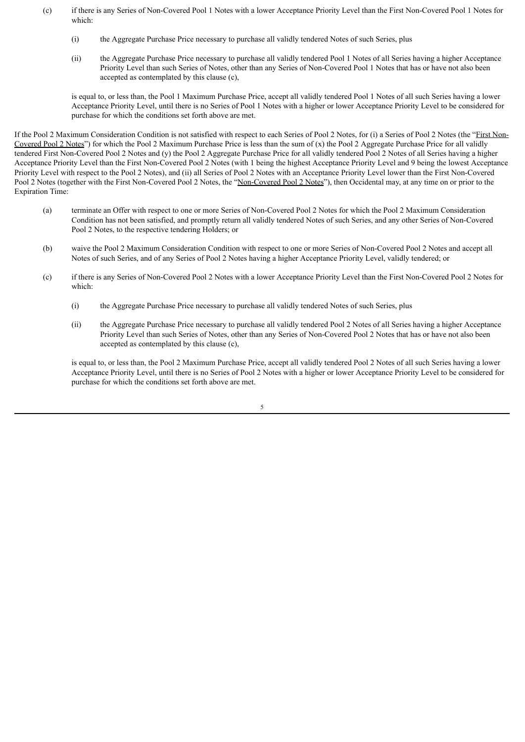(c) if there is any Series of Non-Covered Pool 1 Notes with a lower Acceptance Priority Level than the First Non-Covered Pool 1 Notes for which:

   (i) the Aggregate Purchase Price necessary to purchase all validly tendered Notes of such Series, plus

   (ii) the Aggregate Purchase Price necessary to purchase all validly tendered Pool 1 Notes of all Series having a higher Acceptance Priority Level than such Series of Notes, other than any Series of Non-Covered Pool 1 Notes that has or have not also been accepted as contemplated by this clause (c),

   is equal to, or less than, the Pool 1 Maximum Purchase Price, accept all validly tendered Pool 1 Notes of all such Series having a lower Acceptance Priority Level, until there is no Series of Pool 1 Notes with a higher or lower Acceptance Priority Level to be considered for purchase for which the conditions set forth above are met.

If the Pool 2 Maximum Consideration Condition is not satisfied with respect to each Series of Pool 2 Notes, for (i) a Series of Pool 2 Notes (the "First Non-Covered Pool 2 Notes") for which the Pool 2 Maximum Purchase Price is less than the sum of (x) the Pool 2 Aggregate Purchase Price for all validly tendered First Non-Covered Pool 2 Notes and (y) the Pool 2 Aggregate Purchase Price for all validly tendered Pool 2 Notes of all Series having a higher Acceptance Priority Level than the First Non-Covered Pool 2 Notes (with 1 being the highest Acceptance Priority Level and 9 being the lowest Acceptance Priority Level with respect to the Pool 2 Notes), and (ii) all Series of Pool 2 Notes with an Acceptance Priority Level lower than the First Non-Covered Pool 2 Notes (together with the First Non-Covered Pool 2 Notes, the "Non-Covered Pool 2 Notes"), then Occidental may, at any time on or prior to the Expiration Time:

(a) terminate an Offer with respect to one or more Series of Non-Covered Pool 2 Notes for which the Pool 2 Maximum Consideration Condition has not been satisfied, and promptly return all validly tendered Notes of such Series, and any other Series of Non-Covered Pool 2 Notes, to the respective tendering Holders; or

(b) waive the Pool 2 Maximum Consideration Condition with respect to one or more Series of Non-Covered Pool 2 Notes and accept all Notes of such Series, and of any Series of Pool 2 Notes having a higher Acceptance Priority Level, validly tendered; or

(c) if there is any Series of Non-Covered Pool 2 Notes with a lower Acceptance Priority Level than the First Non-Covered Pool 2 Notes for which:

   (i) the Aggregate Purchase Price necessary to purchase all validly tendered Notes of such Series, plus

   (ii) the Aggregate Purchase Price necessary to purchase all validly tendered Pool 2 Notes of all Series having a higher Acceptance Priority Level than such Series of Notes, other than any Series of Non-Covered Pool 2 Notes that has or have not also been accepted as contemplated by this clause (c),

   is equal to, or less than, the Pool 2 Maximum Purchase Price, accept all validly tendered Pool 2 Notes of all such Series having a lower Acceptance Priority Level, until there is no Series of Pool 2 Notes with a higher or lower Acceptance Priority Level to be considered for purchase for which the conditions set forth above are met.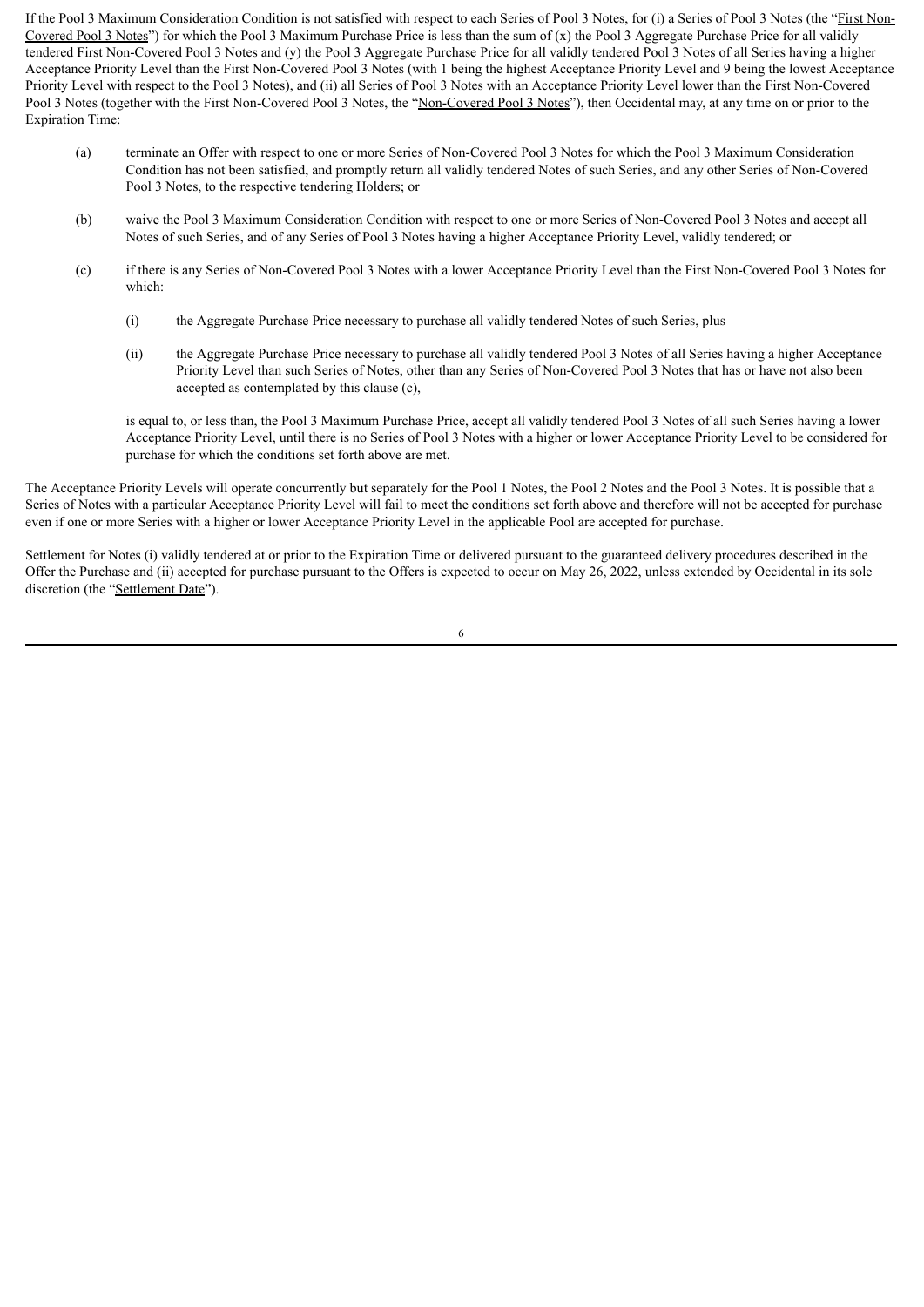If the Pool 3 Maximum Consideration Condition is not satisfied with respect to each Series of Pool 3 Notes, for (i) a Series of Pool 3 Notes (the "First Non-Covered Pool 3 Notes") for which the Pool 3 Maximum Purchase Price is less than the sum of (x) the Pool 3 Aggregate Purchase Price for all validly tendered First Non-Covered Pool 3 Notes and (y) the Pool 3 Aggregate Purchase Price for all validly tendered Pool 3 Notes of all Series having a higher Acceptance Priority Level than the First Non-Covered Pool 3 Notes (with 1 being the highest Acceptance Priority Level and 9 being the lowest Acceptance Priority Level with respect to the Pool 3 Notes), and (ii) all Series of Pool 3 Notes with an Acceptance Priority Level lower than the First Non-Covered Pool 3 Notes (together with the First Non-Covered Pool 3 Notes, the "Non-Covered Pool 3 Notes"), then Occidental may, at any time on or prior to the Expiration Time:

(a) terminate an Offer with respect to one or more Series of Non-Covered Pool 3 Notes for which the Pool 3 Maximum Consideration Condition has not been satisfied, and promptly return all validly tendered Notes of such Series, and any other Series of Non-Covered Pool 3 Notes, to the respective tendering Holders; or

(b) waive the Pool 3 Maximum Consideration Condition with respect to one or more Series of Non-Covered Pool 3 Notes and accept all Notes of such Series, and of any Series of Pool 3 Notes having a higher Acceptance Priority Level, validly tendered; or

(c) if there is any Series of Non-Covered Pool 3 Notes with a lower Acceptance Priority Level than the First Non-Covered Pool 3 Notes for which:

   (i) the Aggregate Purchase Price necessary to purchase all validly tendered Notes of such Series, plus

   (ii) the Aggregate Purchase Price necessary to purchase all validly tendered Pool 3 Notes of all Series having a higher Acceptance Priority Level than such Series of Notes, other than any Series of Non-Covered Pool 3 Notes that has or have not also been accepted as contemplated by this clause (c),

   is equal to, or less than, the Pool 3 Maximum Purchase Price, accept all validly tendered Pool 3 Notes of all such Series having a lower Acceptance Priority Level, until there is no Series of Pool 3 Notes with a higher or lower Acceptance Priority Level to be considered for purchase for which the conditions set forth above are met.

The Acceptance Priority Levels will operate concurrently but separately for the Pool 1 Notes, the Pool 2 Notes and the Pool 3 Notes. It is possible that a Series of Notes with a particular Acceptance Priority Level will fail to meet the conditions set forth above and therefore will not be accepted for purchase even if one or more Series with a higher or lower Acceptance Priority Level in the applicable Pool are accepted for purchase.

Settlement for Notes (i) validly tendered at or prior to the Expiration Time or delivered pursuant to the guaranteed delivery procedures described in the Offer the Purchase and (ii) accepted for purchase pursuant to the Offers is expected to occur on May 26, 2022, unless extended by Occidental in its sole discretion (the "Settlement Date").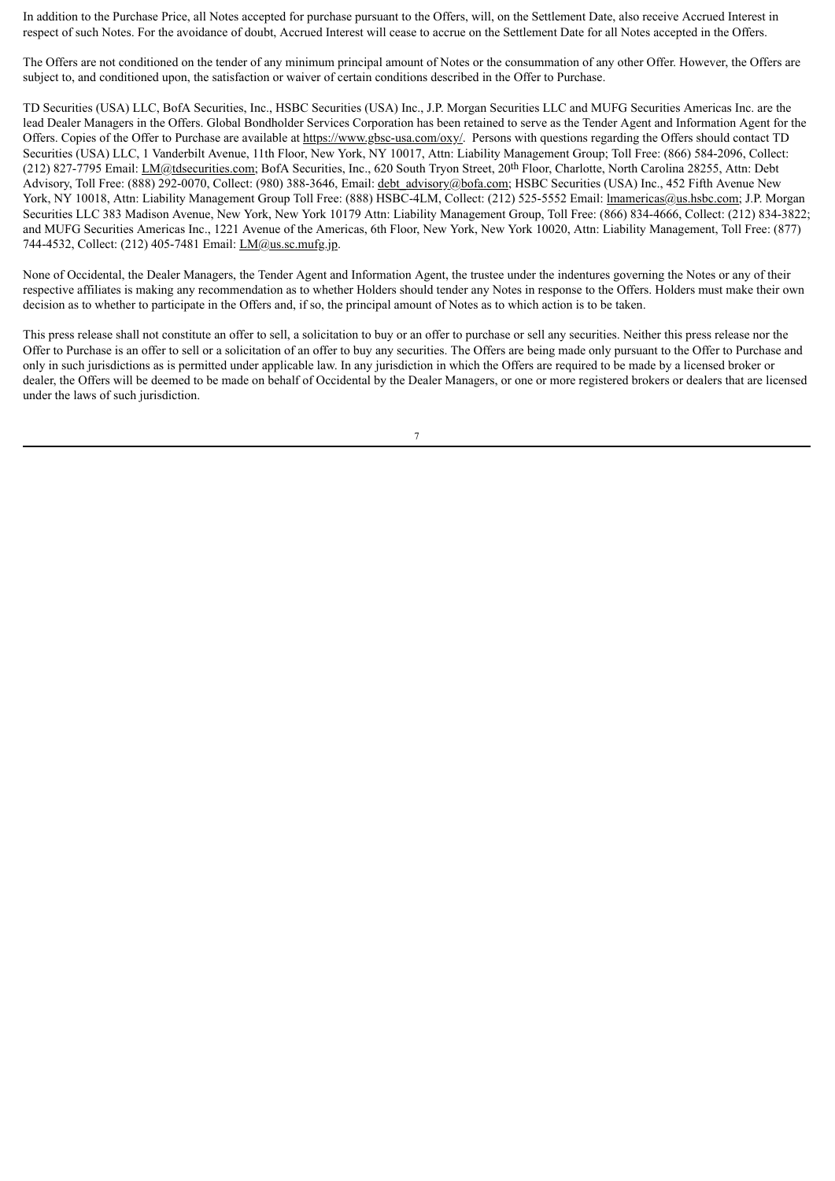In addition to the Purchase Price, all Notes accepted for purchase pursuant to the Offers, will, on the Settlement Date, also receive Accrued Interest in respect of such Notes. For the avoidance of doubt, Accrued Interest will cease to accrue on the Settlement Date for all Notes accepted in the Offers.

The Offers are not conditioned on the tender of any minimum principal amount of Notes or the consummation of any other Offer. However, the Offers are subject to, and conditioned upon, the satisfaction or waiver of certain conditions described in the Offer to Purchase.

TD Securities (USA) LLC, BofA Securities, Inc., HSBC Securities (USA) Inc., J.P. Morgan Securities LLC and MUFG Securities Americas Inc. are the lead Dealer Managers in the Offers. Global Bondholder Services Corporation has been retained to serve as the Tender Agent and Information Agent for the Offers. Copies of the Offer to Purchase are available at https://www.gbsc-usa.com/oxy/. Persons with questions regarding the Offers should contact TD Securities (USA) LLC, 1 Vanderbilt Avenue, 11th Floor, New York, NY 10017, Attn: Liability Management Group; Toll Free: (866) 584-2096, Collect: (212) 827-7795 Email: LM@tdsecurities.com; BofA Securities, Inc., 620 South Tryon Street, 20th Floor, Charlotte, North Carolina 28255, Attn: Debt Advisory, Toll Free: (888) 292-0070, Collect: (980) 388-3646, Email: debt_advisory@bofa.com; HSBC Securities (USA) Inc., 452 Fifth Avenue New York, NY 10018, Attn: Liability Management Group Toll Free: (888) HSBC-4LM, Collect: (212) 525-5552 Email: lmamericas@us.hsbc.com; J.P. Morgan Securities LLC 383 Madison Avenue, New York, New York 10179 Attn: Liability Management Group, Toll Free: (866) 834-4666, Collect: (212) 834-3822; and MUFG Securities Americas Inc., 1221 Avenue of the Americas, 6th Floor, New York, New York 10020, Attn: Liability Management, Toll Free: (877) 744-4532, Collect: (212) 405-7481 Email: LM@us.sc.mufg.jp.

None of Occidental, the Dealer Managers, the Tender Agent and Information Agent, the trustee under the indentures governing the Notes or any of their respective affiliates is making any recommendation as to whether Holders should tender any Notes in response to the Offers. Holders must make their own decision as to whether to participate in the Offers and, if so, the principal amount of Notes as to which action is to be taken.

This press release shall not constitute an offer to sell, a solicitation to buy or an offer to purchase or sell any securities. Neither this press release nor the Offer to Purchase is an offer to sell or a solicitation of an offer to buy any securities. The Offers are being made only pursuant to the Offer to Purchase and only in such jurisdictions as is permitted under applicable law. In any jurisdiction in which the Offers are required to be made by a licensed broker or dealer, the Offers will be deemed to be made on behalf of Occidental by the Dealer Managers, or one or more registered brokers or dealers that are licensed under the laws of such jurisdiction.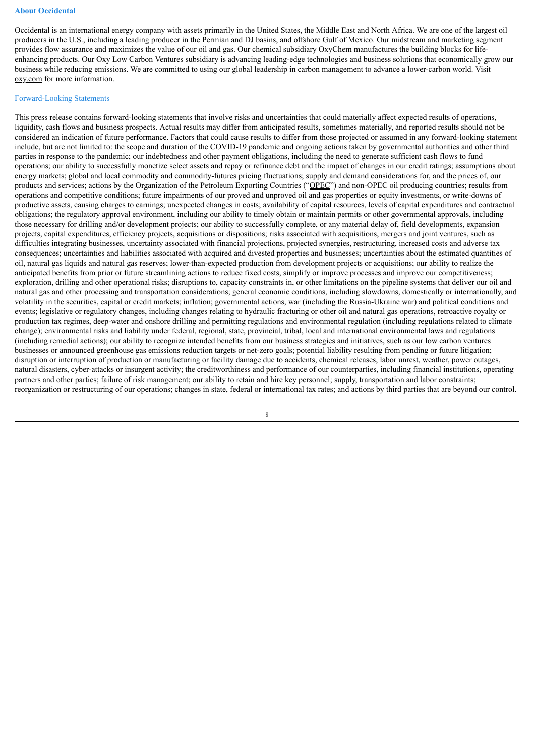### About Occidental

Occidental is an international energy company with assets primarily in the United States, the Middle East and North Africa. We are one of the largest oil producers in the U.S., including a leading producer in the Permian and DJ basins, and offshore Gulf of Mexico. Our midstream and marketing segment provides flow assurance and maximizes the value of our oil and gas. Our chemical subsidiary OxyChem manufactures the building blocks for life-enhancing products. Our Oxy Low Carbon Ventures subsidiary is advancing leading-edge technologies and business solutions that economically grow our business while reducing emissions. We are committed to using our global leadership in carbon management to advance a lower-carbon world. Visit oxy.com for more information.

### Forward-Looking Statements

This press release contains forward-looking statements that involve risks and uncertainties that could materially affect expected results of operations, liquidity, cash flows and business prospects. Actual results may differ from anticipated results, sometimes materially, and reported results should not be considered an indication of future performance. Factors that could cause results to differ from those projected or assumed in any forward-looking statement include, but are not limited to: the scope and duration of the COVID-19 pandemic and ongoing actions taken by governmental authorities and other third parties in response to the pandemic; our indebtedness and other payment obligations, including the need to generate sufficient cash flows to fund operations; our ability to successfully monetize select assets and repay or refinance debt and the impact of changes in our credit ratings; assumptions about energy markets; global and local commodity and commodity-futures pricing fluctuations; supply and demand considerations for, and the prices of, our products and services; actions by the Organization of the Petroleum Exporting Countries ("OPEC") and non-OPEC oil producing countries; results from operations and competitive conditions; future impairments of our proved and unproved oil and gas properties or equity investments, or write-downs of productive assets, causing charges to earnings; unexpected changes in costs; availability of capital resources, levels of capital expenditures and contractual obligations; the regulatory approval environment, including our ability to timely obtain or maintain permits or other governmental approvals, including those necessary for drilling and/or development projects; our ability to successfully complete, or any material delay of, field developments, expansion projects, capital expenditures, efficiency projects, acquisitions or dispositions; risks associated with acquisitions, mergers and joint ventures, such as difficulties integrating businesses, uncertainty associated with financial projections, projected synergies, restructuring, increased costs and adverse tax consequences; uncertainties and liabilities associated with acquired and divested properties and businesses; uncertainties about the estimated quantities of oil, natural gas liquids and natural gas reserves; lower-than-expected production from development projects or acquisitions; our ability to realize the anticipated benefits from prior or future streamlining actions to reduce fixed costs, simplify or improve processes and improve our competitiveness; exploration, drilling and other operational risks; disruptions to, capacity constraints in, or other limitations on the pipeline systems that deliver our oil and natural gas and other processing and transportation considerations; general economic conditions, including slowdowns, domestically or internationally, and volatility in the securities, capital or credit markets; inflation; governmental actions, war (including the Russia-Ukraine war) and political conditions and events; legislative or regulatory changes, including changes relating to hydraulic fracturing or other oil and natural gas operations, retroactive royalty or production tax regimes, deep-water and onshore drilling and permitting regulations and environmental regulation (including regulations related to climate change); environmental risks and liability under federal, regional, state, provincial, tribal, local and international environmental laws and regulations (including remedial actions); our ability to recognize intended benefits from our business strategies and initiatives, such as our low carbon ventures businesses or announced greenhouse gas emissions reduction targets or net-zero goals; potential liability resulting from pending or future litigation; disruption or interruption of production or manufacturing or facility damage due to accidents, chemical releases, labor unrest, weather, power outages, natural disasters, cyber-attacks or insurgent activity; the creditworthiness and performance of our counterparties, including financial institutions, operating partners and other parties; failure of risk management; our ability to retain and hire key personnel; supply, transportation and labor constraints; reorganization or restructuring of our operations; changes in state, federal or international tax rates; and actions by third parties that are beyond our control.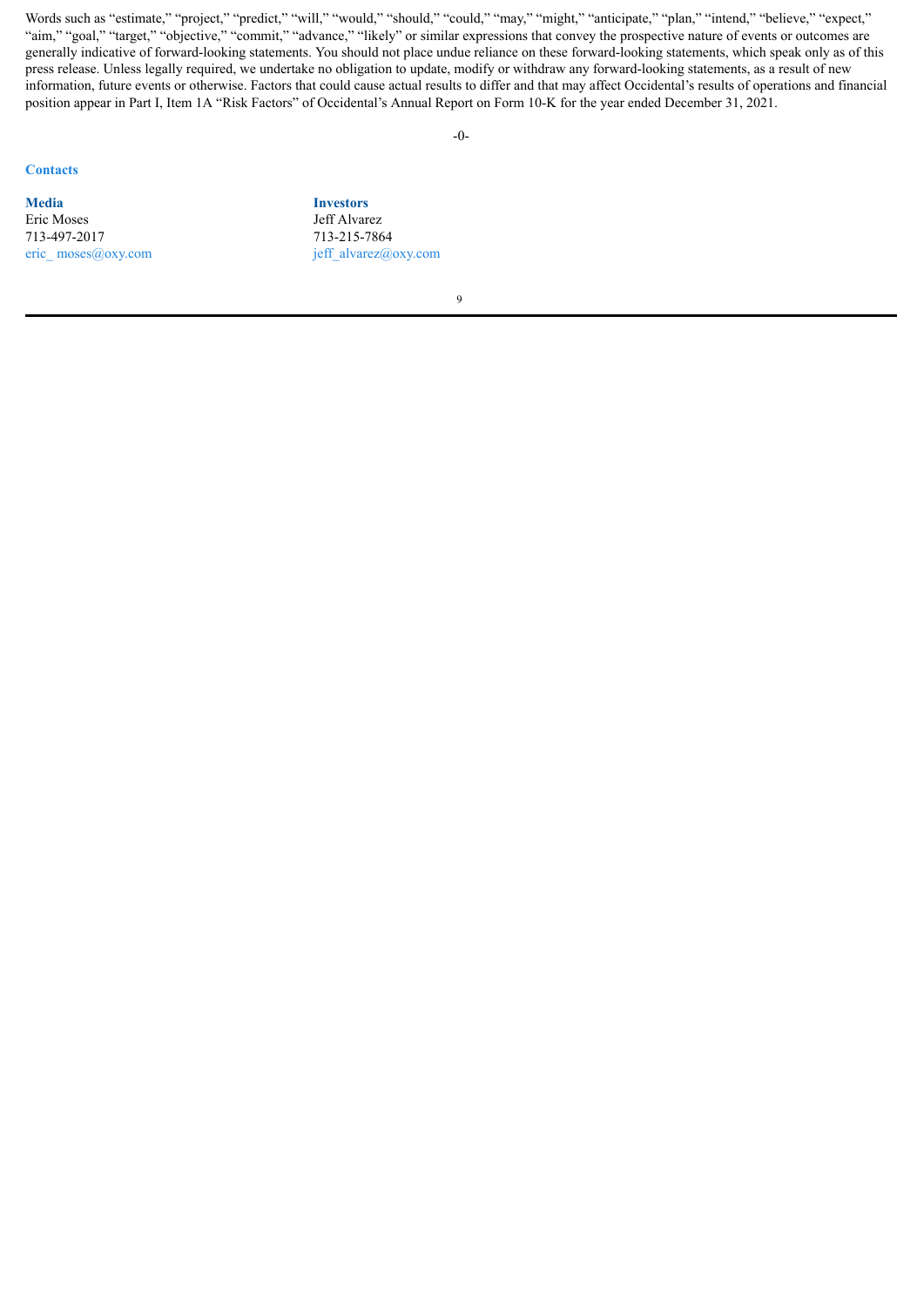Words such as “estimate,” “project,” “predict,” “will,” “would,” “should,” “could,” “may,” “might,” “anticipate,” “plan,” “intend,” “believe,” “expect,” “aim,” “goal,” “target,” “objective,” “commit,” “advance,” “likely” or similar expressions that convey the prospective nature of events or outcomes are generally indicative of forward-looking statements. You should not place undue reliance on these forward-looking statements, which speak only as of this press release. Unless legally required, we undertake no obligation to update, modify or withdraw any forward-looking statements, as a result of new information, future events or otherwise. Factors that could cause actual results to differ and that may affect Occidental’s results of operations and financial position appear in Part I, Item 1A “Risk Factors” of Occidental’s Annual Report on Form 10-K for the year ended December 31, 2021.

-0-

**Contacts**

| **Media** | **Investors** |
| --- | --- |
| Eric Moses | Jeff Alvarez |
| 713-497-2017 | 713-215-7864 |
| eric_ moses@oxy.com | jeff_alvarez@oxy.com |